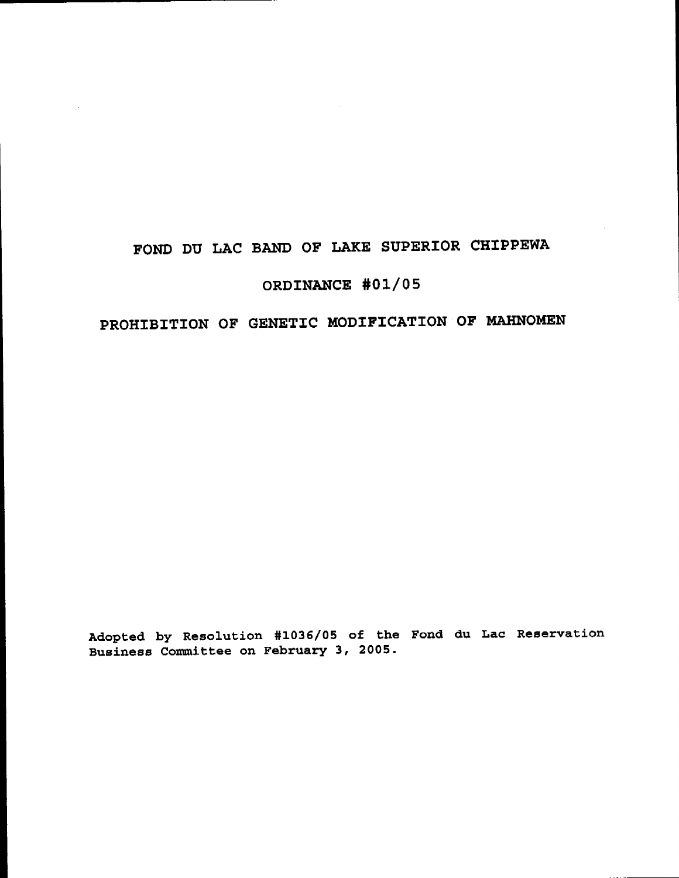# FOND DU LAC BAND OF LAKE SUPERIOR CHIPPEWA

## ORDINANCE #01/05

## PROHIBITION OF GENETIC MODIFICATION OF MAHNOMEN

Adopted by Resolution #1036/05 of the Fond du Lac Reservation Business Committee on February 3, 2005.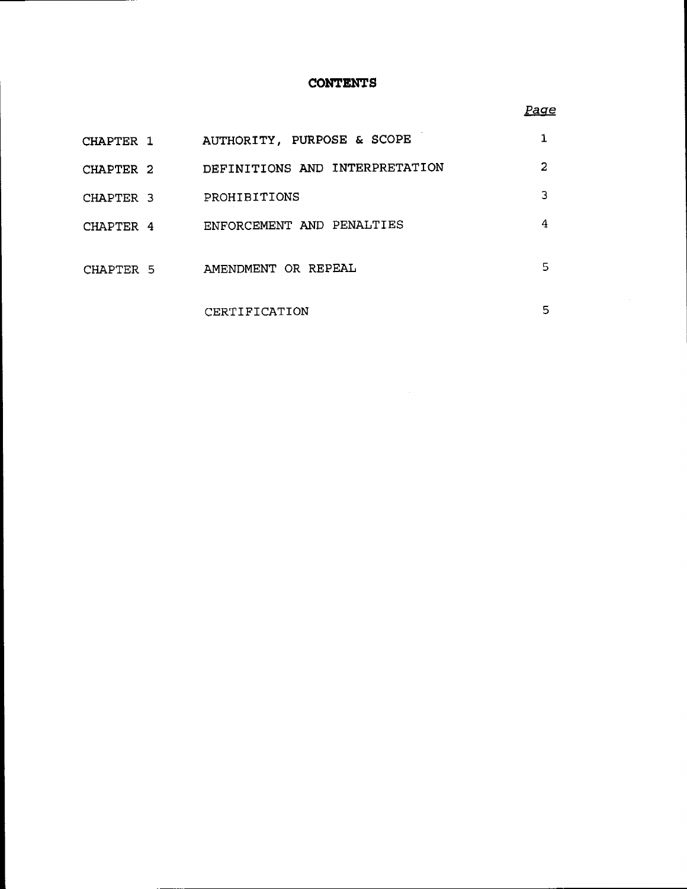# CONTENTS

| | | Page |
|---|---|---|
| CHAPTER 1 | AUTHORITY, PURPOSE & SCOPE | 1 |
| CHAPTER 2 | DEFINITIONS AND INTERPRETATION | 2 |
| CHAPTER 3 | PROHIBITIONS | 3 |
| CHAPTER 4 | ENFORCEMENT AND PENALTIES | 4 |
| CHAPTER 5 | AMENDMENT OR REPEAL | 5 |
| | CERTIFICATION | 5 |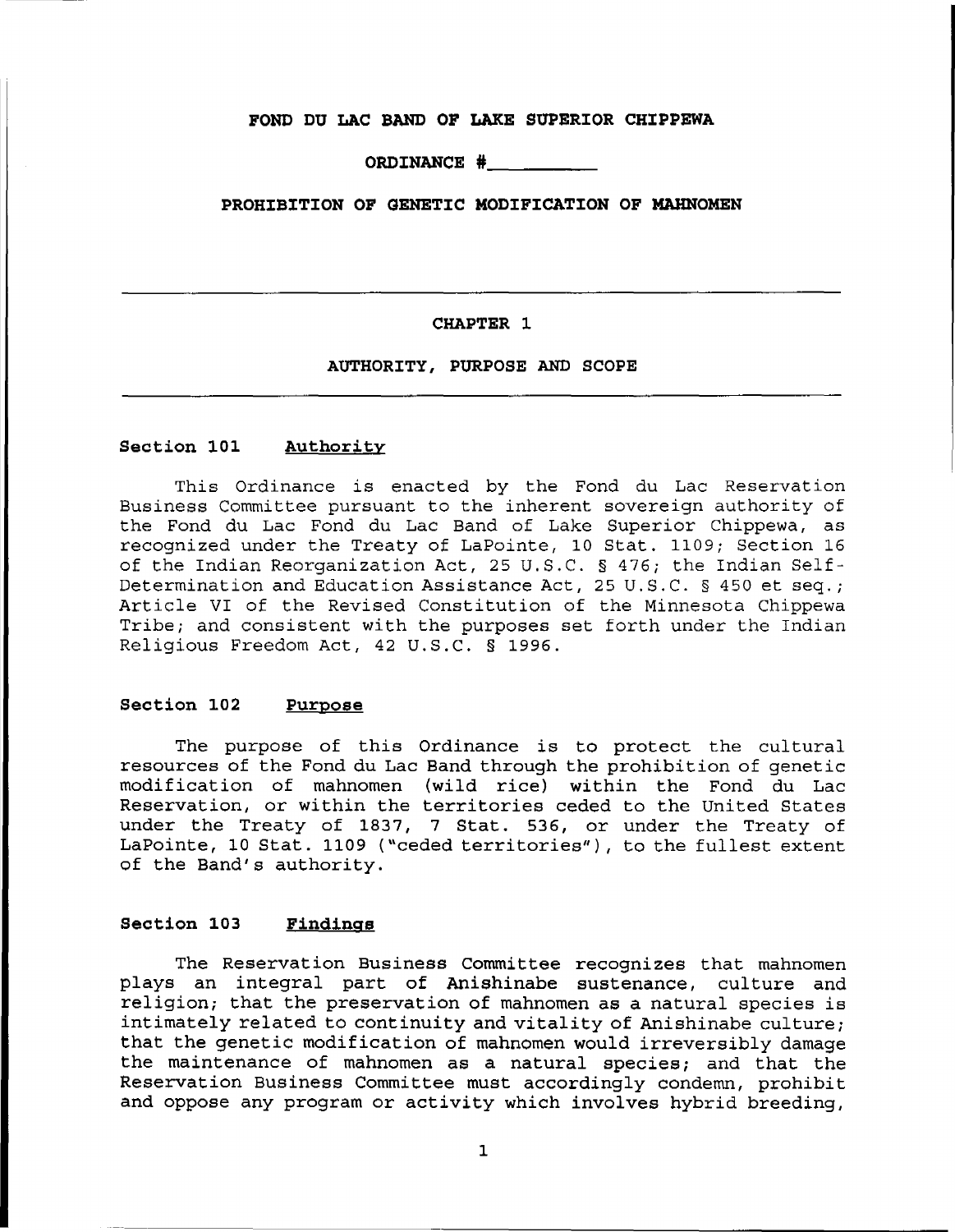**FOND DU LAC BAND OF LAKE SUPERIOR CHIPPEWA**

**ORDINANCE #\_\_\_\_\_\_\_\_\_\_**

**PROHIBITION OF GENETIC MODIFICATION OF MAHNOMEN**

---

## CHAPTER 1

## AUTHORITY, PURPOSE AND SCOPE

---

### Section 101 Authority

This Ordinance is enacted by the Fond du Lac Reservation Business Committee pursuant to the inherent sovereign authority of the Fond du Lac Fond du Lac Band of Lake Superior Chippewa, as recognized under the Treaty of LaPointe, 10 Stat. 1109; Section 16 of the Indian Reorganization Act, 25 U.S.C. § 476; the Indian Self-Determination and Education Assistance Act, 25 U.S.C. § 450 et seq.; Article VI of the Revised Constitution of the Minnesota Chippewa Tribe; and consistent with the purposes set forth under the Indian Religious Freedom Act, 42 U.S.C. § 1996.

### Section 102 Purpose

The purpose of this Ordinance is to protect the cultural resources of the Fond du Lac Band through the prohibition of genetic modification of mahnomen (wild rice) within the Fond du Lac Reservation, or within the territories ceded to the United States under the Treaty of 1837, 7 Stat. 536, or under the Treaty of LaPointe, 10 Stat. 1109 ("ceded territories"), to the fullest extent of the Band's authority.

### Section 103 Findings

The Reservation Business Committee recognizes that mahnomen plays an integral part of Anishinabe sustenance, culture and religion; that the preservation of mahnomen as a natural species is intimately related to continuity and vitality of Anishinabe culture; that the genetic modification of mahnomen would irreversibly damage the maintenance of mahnomen as a natural species; and that the Reservation Business Committee must accordingly condemn, prohibit and oppose any program or activity which involves hybrid breeding,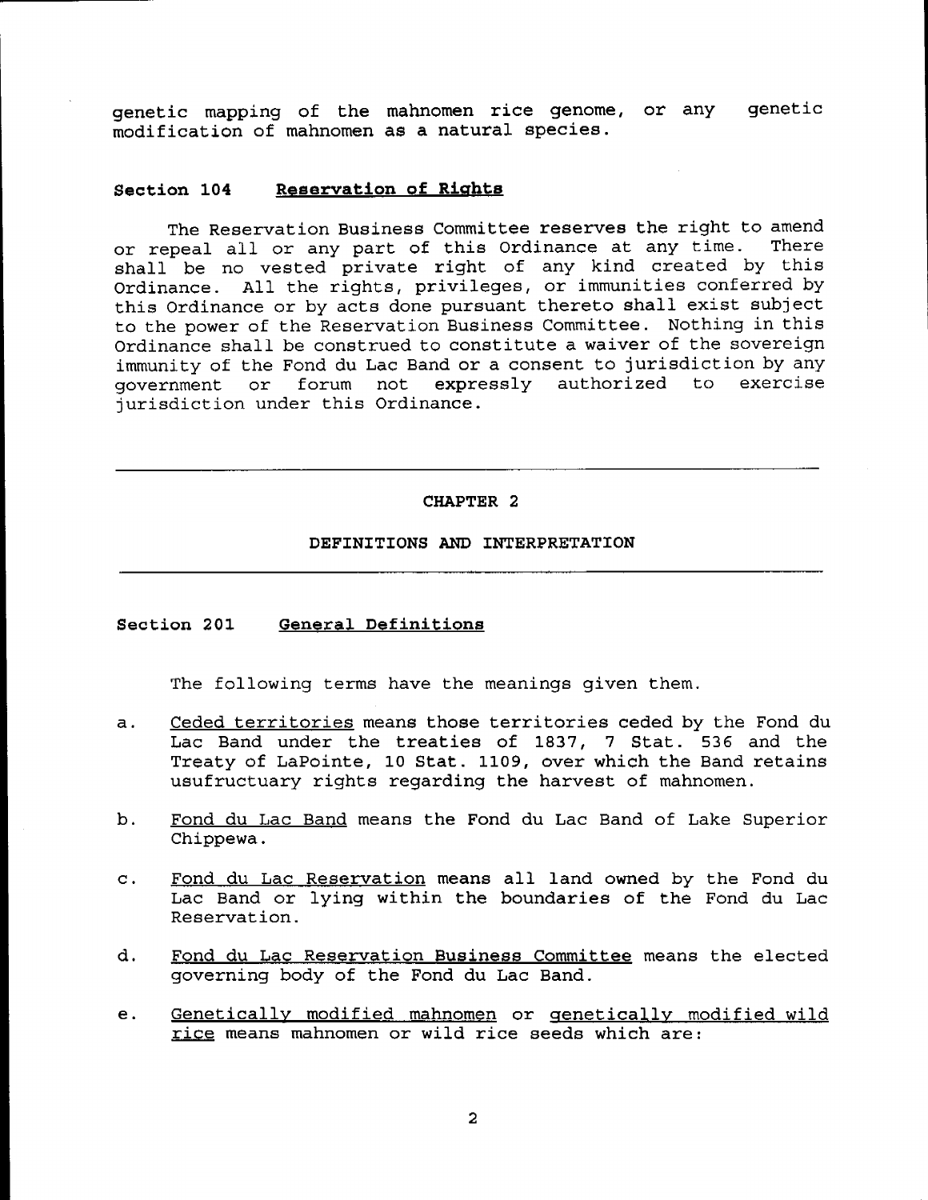genetic mapping of the mahnomen rice genome, or any genetic modification of mahnomen as a natural species.

### Section 104 Reservation of Rights

The Reservation Business Committee reserves the right to amend or repeal all or any part of this Ordinance at any time. There shall be no vested private right of any kind created by this Ordinance. All the rights, privileges, or immunities conferred by this Ordinance or by acts done pursuant thereto shall exist subject to the power of the Reservation Business Committee. Nothing in this Ordinance shall be construed to constitute a waiver of the sovereign immunity of the Fond du Lac Band or a consent to jurisdiction by any government or forum not expressly authorized to exercise jurisdiction under this Ordinance.

---

## CHAPTER 2

## DEFINITIONS AND INTERPRETATION

---

### Section 201 General Definitions

The following terms have the meanings given them.

a. Ceded territories means those territories ceded by the Fond du Lac Band under the treaties of 1837, 7 Stat. 536 and the Treaty of LaPointe, 10 Stat. 1109, over which the Band retains usufructuary rights regarding the harvest of mahnomen.

b. Fond du Lac Band means the Fond du Lac Band of Lake Superior Chippewa.

c. Fond du Lac Reservation means all land owned by the Fond du Lac Band or lying within the boundaries of the Fond du Lac Reservation.

d. Fond du Lac Reservation Business Committee means the elected governing body of the Fond du Lac Band.

e. Genetically modified mahnomen or genetically modified wild rice means mahnomen or wild rice seeds which are: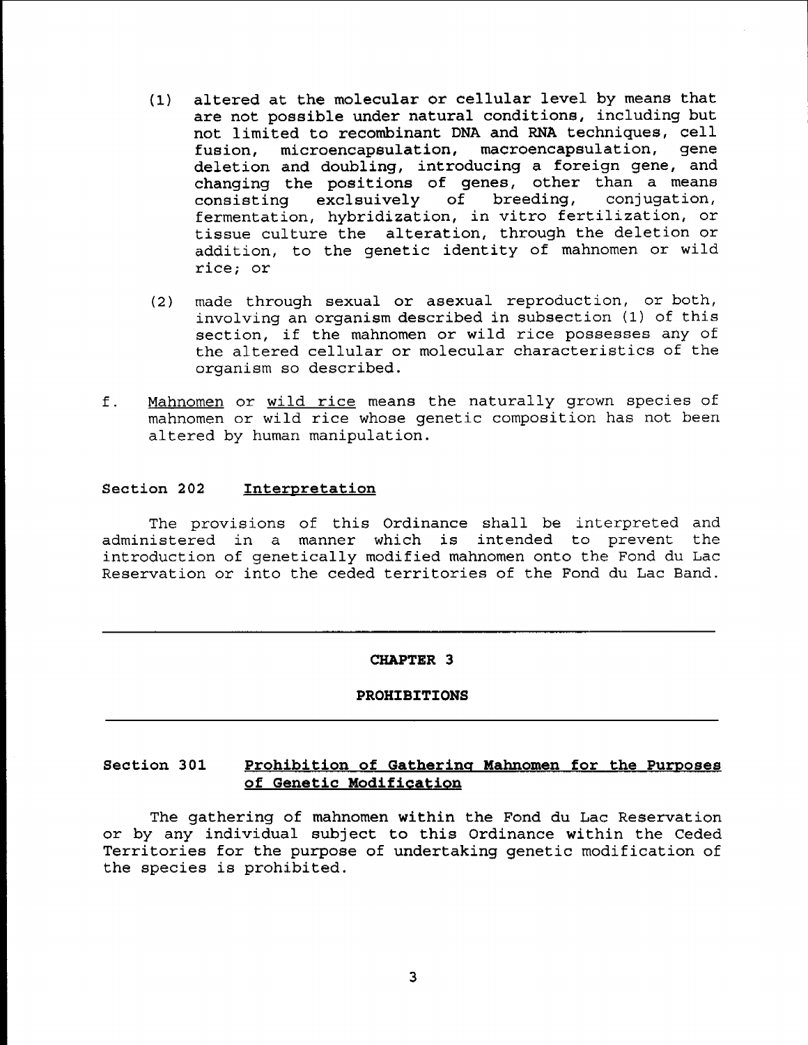(1) altered at the molecular or cellular level by means that are not possible under natural conditions, including but not limited to recombinant DNA and RNA techniques, cell fusion, microencapsulation, macroencapsulation, gene deletion and doubling, introducing a foreign gene, and changing the positions of genes, other than a means consisting exclsuively of breeding, conjugation, fermentation, hybridization, in vitro fertilization, or tissue culture the alteration, through the deletion or addition, to the genetic identity of mahnomen or wild rice; or

(2) made through sexual or asexual reproduction, or both, involving an organism described in subsection (1) of this section, if the mahnomen or wild rice possesses any of the altered cellular or molecular characteristics of the organism so described.

f. <u>Mahnomen</u> or <u>wild rice</u> means the naturally grown species of mahnomen or wild rice whose genetic composition has not been altered by human manipulation.

### Section 202 <u>Interpretation</u>

The provisions of this Ordinance shall be interpreted and administered in a manner which is intended to prevent the introduction of genetically modified mahnomen onto the Fond du Lac Reservation or into the ceded territories of the Fond du Lac Band.

---

## CHAPTER 3

## PROHIBITIONS

---

### Section 301 <u>Prohibition of Gathering Mahnomen for the Purposes of Genetic Modification</u>

The gathering of mahnomen within the Fond du Lac Reservation or by any individual subject to this Ordinance within the Ceded Territories for the purpose of undertaking genetic modification of the species is prohibited.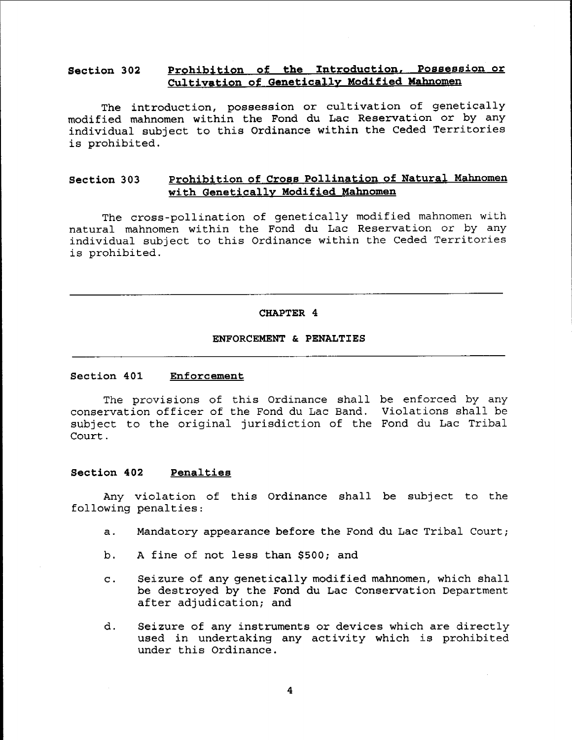### Section 302 Prohibition of the Introduction, Possession or Cultivation of Genetically Modified Mahnomen

The introduction, possession or cultivation of genetically modified mahnomen within the Fond du Lac Reservation or by any individual subject to this Ordinance within the Ceded Territories is prohibited.

### Section 303 Prohibition of Cross Pollination of Natural Mahnomen with Genetically Modified Mahnomen

The cross-pollination of genetically modified mahnomen with natural mahnomen within the Fond du Lac Reservation or by any individual subject to this Ordinance within the Ceded Territories is prohibited.

---

## CHAPTER 4

## ENFORCEMENT & PENALTIES

---

### Section 401 Enforcement

The provisions of this Ordinance shall be enforced by any conservation officer of the Fond du Lac Band. Violations shall be subject to the original jurisdiction of the Fond du Lac Tribal Court.

### Section 402 Penalties

Any violation of this Ordinance shall be subject to the following penalties:

a. Mandatory appearance before the Fond du Lac Tribal Court;

b. A fine of not less than $500; and

c. Seizure of any genetically modified mahnomen, which shall be destroyed by the Fond du Lac Conservation Department after adjudication; and

d. Seizure of any instruments or devices which are directly used in undertaking any activity which is prohibited under this Ordinance.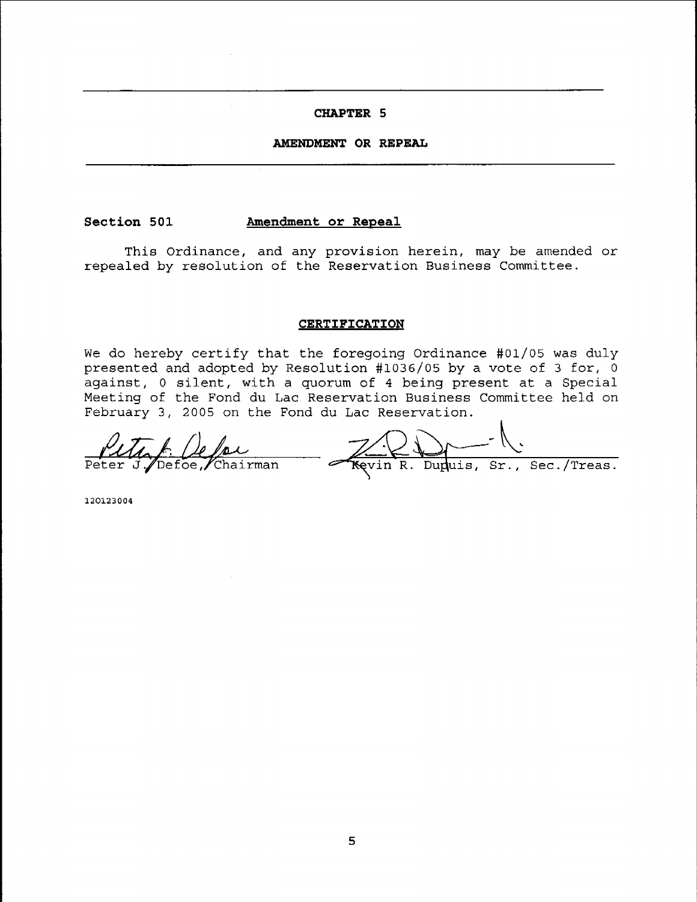## CHAPTER 5

## AMENDMENT OR REPEAL

### Section 501 Amendment or Repeal

This Ordinance, and any provision herein, may be amended or repealed by resolution of the Reservation Business Committee.

### CERTIFICATION

We do hereby certify that the foregoing Ordinance #01/05 was duly presented and adopted by Resolution #1036/05 by a vote of 3 for, 0 against, 0 silent, with a quorum of 4 being present at a Special Meeting of the Fond du Lac Reservation Business Committee held on February 3, 2005 on the Fond du Lac Reservation.

Peter J. Defoe, Chairman

Kevin R. Dupuis, Sr., Sec./Treas.

120123004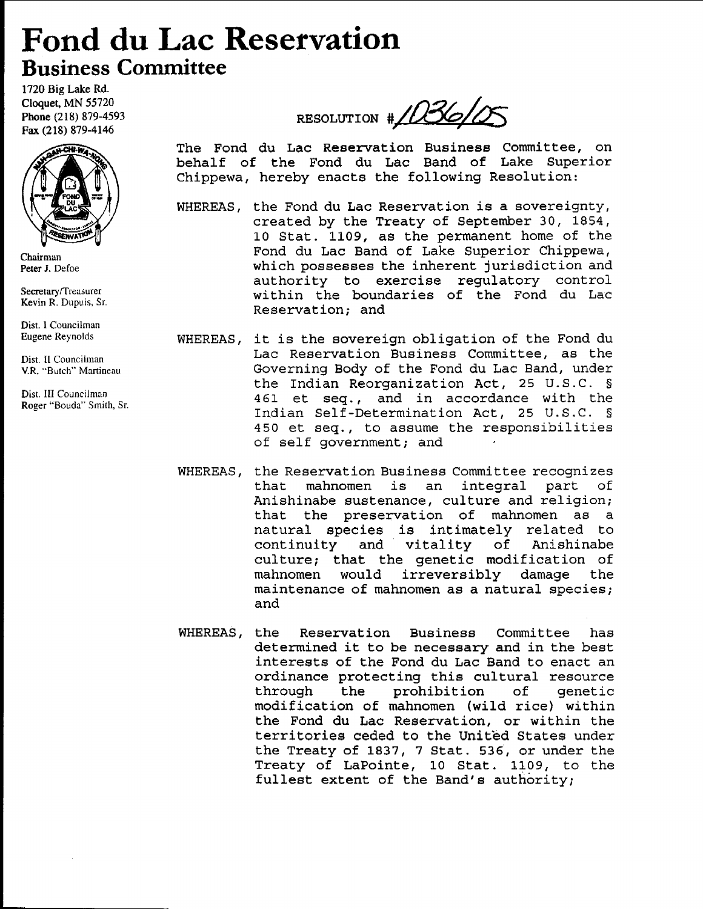# Fond du Lac Reservation

## Business Committee

1720 Big Lake Rd.
Cloquet, MN 55720
Phone (218) 879-4593
Fax (218) 879-4146

Chairman
Peter J. Defoe

Secretary/Treasurer
Kevin R. Dupuis, Sr.

Dist. I Councilman
Eugene Reynolds

Dist. II Councilman
V.R. "Butch" Martineau

Dist. III Councilman
Roger "Bouda" Smith, Sr.

RESOLUTION #1036/05

The Fond du Lac Reservation Business Committee, on behalf of the Fond du Lac Band of Lake Superior Chippewa, hereby enacts the following Resolution:

WHEREAS, the Fond du Lac Reservation is a sovereignty, created by the Treaty of September 30, 1854, 10 Stat. 1109, as the permanent home of the Fond du Lac Band of Lake Superior Chippewa, which possesses the inherent jurisdiction and authority to exercise regulatory control within the boundaries of the Fond du Lac Reservation; and

WHEREAS, it is the sovereign obligation of the Fond du Lac Reservation Business Committee, as the Governing Body of the Fond du Lac Band, under the Indian Reorganization Act, 25 U.S.C. § 461 et seq., and in accordance with the Indian Self-Determination Act, 25 U.S.C. § 450 et seq., to assume the responsibilities of self government; and

WHEREAS, the Reservation Business Committee recognizes that mahnomen is an integral part of Anishinabe sustenance, culture and religion; that the preservation of mahnomen as a natural species is intimately related to continuity and vitality of Anishinabe culture; that the genetic modification of mahnomen would irreversibly damage the maintenance of mahnomen as a natural species; and

WHEREAS, the Reservation Business Committee has determined it to be necessary and in the best interests of the Fond du Lac Band to enact an ordinance protecting this cultural resource through the prohibition of genetic modification of mahnomen (wild rice) within the Fond du Lac Reservation, or within the territories ceded to the United States under the Treaty of 1837, 7 Stat. 536, or under the Treaty of LaPointe, 10 Stat. 1109, to the fullest extent of the Band's authority;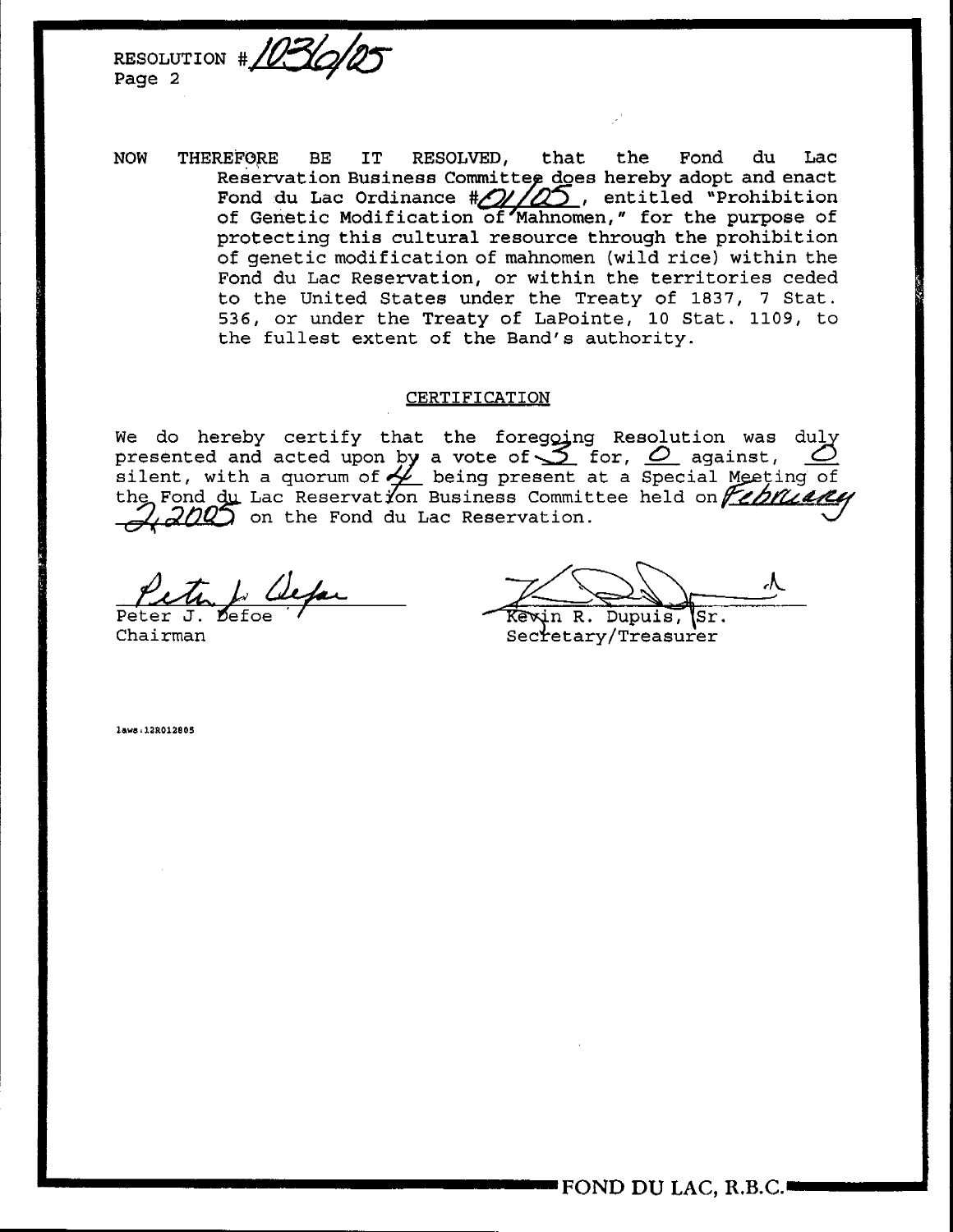RESOLUTION #1036/05
Page 2

NOW THEREFORE BE IT RESOLVED, that the Fond du Lac Reservation Business Committee does hereby adopt and enact Fond du Lac Ordinance #01/05, entitled "Prohibition of Genetic Modification of Mahnomen," for the purpose of protecting this cultural resource through the prohibition of genetic modification of mahnomen (wild rice) within the Fond du Lac Reservation, or within the territories ceded to the United States under the Treaty of 1837, 7 Stat. 536, or under the Treaty of LaPointe, 10 Stat. 1109, to the fullest extent of the Band's authority.

CERTIFICATION

We do hereby certify that the foregoing Resolution was duly presented and acted upon by a vote of 3 for, 0 against, 0 silent, with a quorum of 4 being present at a Special Meeting of the Fond du Lac Reservation Business Committee held on February 2, 2005 on the Fond du Lac Reservation.

Peter J. Defoe
Chairman

Kevin R. Dupuis, Sr.
Secretary/Treasurer

laws:12R012805

FOND DU LAC, R.B.C.